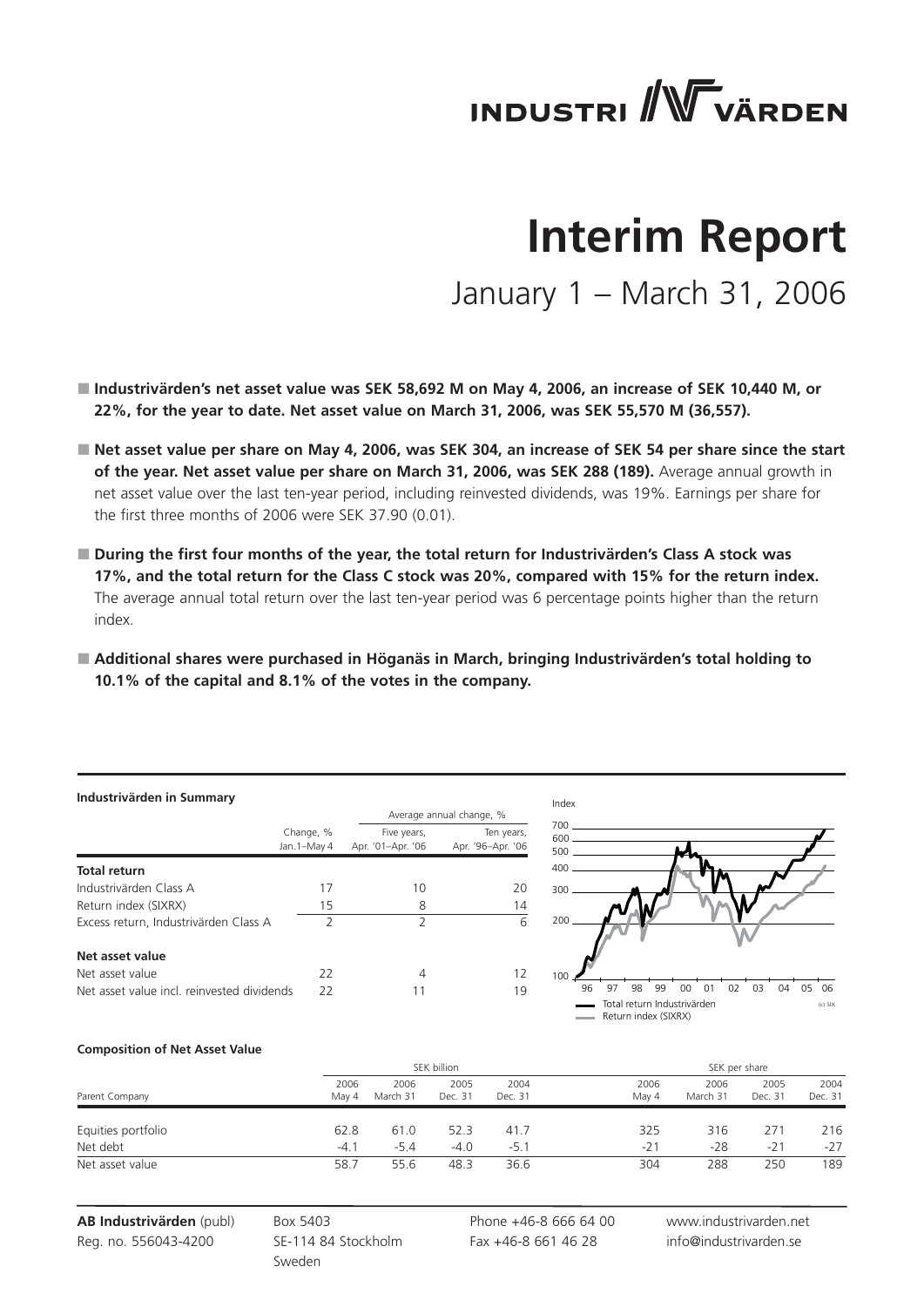INDUSTRI VÄRDEN

# Interim Report

January 1 – March 31, 2006

- **Industrivärden's net asset value was SEK 58,692 M on May 4, 2006, an increase of SEK 10,440 M, or 22%, for the year to date. Net asset value on March 31, 2006, was SEK 55,570 M (36,557).**

- **Net asset value per share on May 4, 2006, was SEK 304, an increase of SEK 54 per share since the start of the year. Net asset value per share on March 31, 2006, was SEK 288 (189).** Average annual growth in net asset value over the last ten-year period, including reinvested dividends, was 19%. Earnings per share for the first three months of 2006 were SEK 37.90 (0.01).

- **During the first four months of the year, the total return for Industrivärden's Class A stock was 17%, and the total return for the Class C stock was 20%, compared with 15% for the return index.** The average annual total return over the last ten-year period was 6 percentage points higher than the return index.

- **Additional shares were purchased in Höganäs in March, bringing Industrivärden's total holding to 10.1% of the capital and 8.1% of the votes in the company.**

**Industrivärden in Summary**

| | Change, % | Average annual change, % | |
|---|---|---|---|
| | Jan.1–May 4 | Five years, Apr. '01–Apr. '06 | Ten years, Apr. '96–Apr. '06 |
| **Total return** | | | |
| Industrivärden Class A | 17 | 10 | 20 |
| Return index (SIXRX) | 15 | 8 | 14 |
| Excess return, Industrivärden Class A | 2 | 2 | 6 |
| **Net asset value** | | | |
| Net asset value | 22 | 4 | 12 |
| Net asset value incl. reinvested dividends | 22 | 11 | 19 |

Index

Total return Industrivärden
Return index (SIXRX)

(c) SIX

**Composition of Net Asset Value**

| Parent Company | SEK billion | | | | SEK per share | | | |
|---|---|---|---|---|---|---|---|---|
| | 2006 May 4 | 2006 March 31 | 2005 Dec. 31 | 2004 Dec. 31 | 2006 May 4 | 2006 March 31 | 2005 Dec. 31 | 2004 Dec. 31 |
| Equities portfolio | 62.8 | 61.0 | 52.3 | 41.7 | 325 | 316 | 271 | 216 |
| Net debt | -4.1 | -5.4 | -4.0 | -5.1 | -21 | -28 | -21 | -27 |
| Net asset value | 58.7 | 55.6 | 48.3 | 36.6 | 304 | 288 | 250 | 189 |

**AB Industrivärden** (publ)
Reg. no. 556043-4200

Box 5403
SE-114 84 Stockholm
Sweden

Phone +46-8 666 64 00
Fax +46-8 661 46 28

www.industrivarden.net
info@industrivarden.se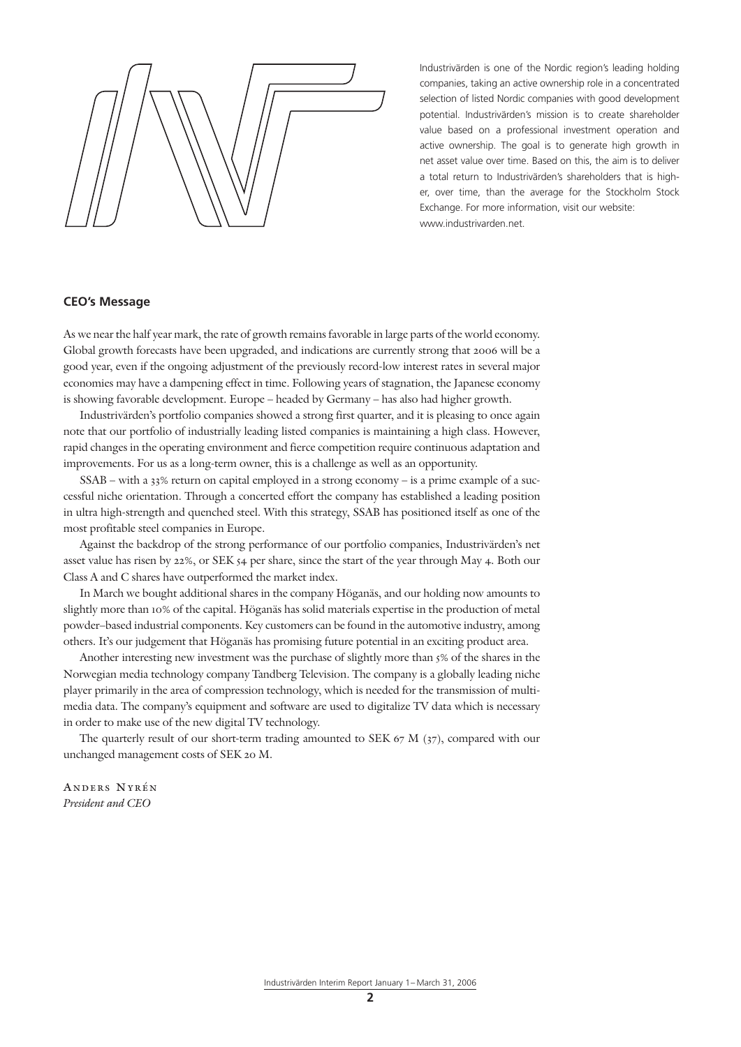Industrivärden is one of the Nordic region's leading holding companies, taking an active ownership role in a concentrated selection of listed Nordic companies with good development potential. Industrivärden's mission is to create shareholder value based on a professional investment operation and active ownership. The goal is to generate high growth in net asset value over time. Based on this, the aim is to deliver a total return to Industrivärden's shareholders that is higher, over time, than the average for the Stockholm Stock Exchange. For more information, visit our website: www.industrivarden.net.

## CEO's Message

As we near the half year mark, the rate of growth remains favorable in large parts of the world economy. Global growth forecasts have been upgraded, and indications are currently strong that 2006 will be a good year, even if the ongoing adjustment of the previously record-low interest rates in several major economies may have a dampening effect in time. Following years of stagnation, the Japanese economy is showing favorable development. Europe – headed by Germany – has also had higher growth.

Industrivärden's portfolio companies showed a strong first quarter, and it is pleasing to once again note that our portfolio of industrially leading listed companies is maintaining a high class. However, rapid changes in the operating environment and fierce competition require continuous adaptation and improvements. For us as a long-term owner, this is a challenge as well as an opportunity.

SSAB – with a 33% return on capital employed in a strong economy – is a prime example of a successful niche orientation. Through a concerted effort the company has established a leading position in ultra high-strength and quenched steel. With this strategy, SSAB has positioned itself as one of the most profitable steel companies in Europe.

Against the backdrop of the strong performance of our portfolio companies, Industrivärden's net asset value has risen by 22%, or SEK 54 per share, since the start of the year through May 4. Both our Class A and C shares have outperformed the market index.

In March we bought additional shares in the company Höganäs, and our holding now amounts to slightly more than 10% of the capital. Höganäs has solid materials expertise in the production of metal powder–based industrial components. Key customers can be found in the automotive industry, among others. It's our judgement that Höganäs has promising future potential in an exciting product area.

Another interesting new investment was the purchase of slightly more than 5% of the shares in the Norwegian media technology company Tandberg Television. The company is a globally leading niche player primarily in the area of compression technology, which is needed for the transmission of multimedia data. The company's equipment and software are used to digitalize TV data which is necessary in order to make use of the new digital TV technology.

The quarterly result of our short-term trading amounted to SEK 67 M (37), compared with our unchanged management costs of SEK 20 M.

Anders Nyrén
*President and CEO*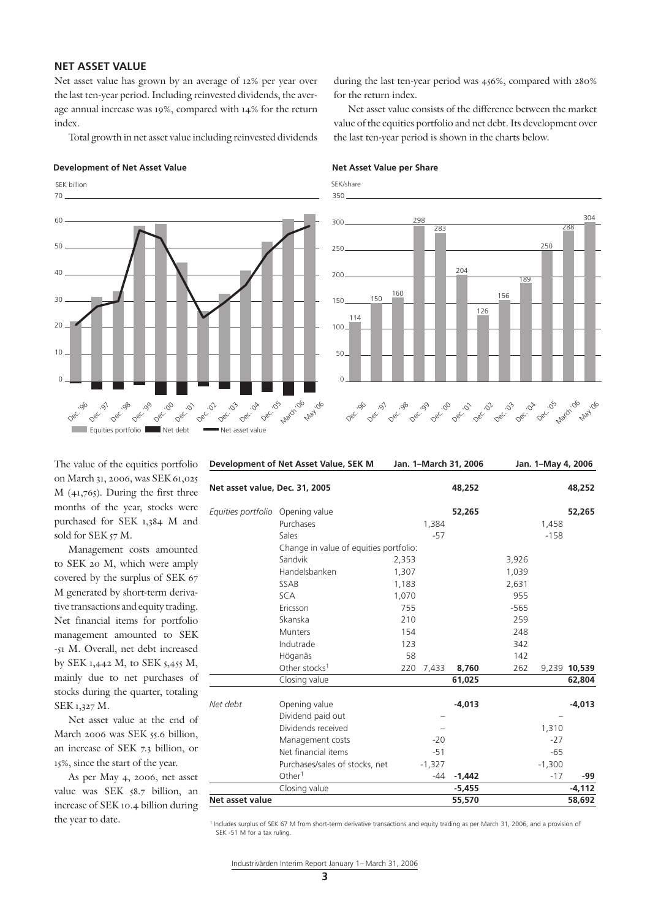## NET ASSET VALUE

Net asset value has grown by an average of 12% per year over the last ten-year period. Including reinvested dividends, the average annual increase was 19%, compared with 14% for the return index.

Total growth in net asset value including reinvested dividends during the last ten-year period was 456%, compared with 280% for the return index.

Net asset value consists of the difference between the market value of the equities portfolio and net debt. Its development over the last ten-year period is shown in the charts below.

**Development of Net Asset Value**

SEK billion

Equities portfolio | Net debt | Net asset value

**Net Asset Value per Share**

SEK/share

| Dec. '96 | Dec. '97 | Dec. '98 | Dec. '99 | Dec. '00 | Dec. '01 | Dec. '02 | Dec. '03 | Dec. '04 | Dec. '05 | March '06 | May '06 |
|---|---|---|---|---|---|---|---|---|---|---|---|
| 114 | 150 | 160 | 298 | 283 | 204 | 126 | 156 | 189 | 250 | 288 | 304 |

The value of the equities portfolio on March 31, 2006, was SEK 61,025 M (41,765). During the first three months of the year, stocks were purchased for SEK 1,384 M and sold for SEK 57 M.

Management costs amounted to SEK 20 M, which were amply covered by the surplus of SEK 67 M generated by short-term derivative transactions and equity trading. Net financial items for portfolio management amounted to SEK -51 M. Overall, net debt increased by SEK 1,442 M, to SEK 5,455 M, mainly due to net purchases of stocks during the quarter, totaling SEK 1,327 M.

Net asset value at the end of March 2006 was SEK 55.6 billion, an increase of SEK 7.3 billion, or 15%, since the start of the year.

As per May 4, 2006, net asset value was SEK 58.7 billion, an increase of SEK 10.4 billion during the year to date.

| Development of Net Asset Value, SEK M | | Jan. 1–March 31, 2006 | | | Jan. 1–May 4, 2006 | | |
|---|---|---|---|---|---|---|---|
| **Net asset value, Dec. 31, 2005** | | | | **48,252** | | | **48,252** |
| *Equities portfolio* | Opening value | | | **52,265** | | | **52,265** |
| | Purchases | | 1,384 | | | 1,458 | |
| | Sales | | -57 | | | -158 | |
| | Change in value of equities portfolio: | | | | | | |
| | Sandvik | 2,353 | | | 3,926 | | |
| | Handelsbanken | 1,307 | | | 1,039 | | |
| | SSAB | 1,183 | | | 2,631 | | |
| | SCA | 1,070 | | | 955 | | |
| | Ericsson | 755 | | | -565 | | |
| | Skanska | 210 | | | 259 | | |
| | Munters | 154 | | | 248 | | |
| | Indutrade | 123 | | | 342 | | |
| | Höganäs | 58 | | | 142 | | |
| | Other stocks[1] | 220 | 7,433 | **8,760** | 262 | 9,239 | **10,539** |
| | Closing value | | | **61,025** | | | **62,804** |
| *Net debt* | Opening value | | | **-4,013** | | | **-4,013** |
| | Dividend paid out | | – | | | – | |
| | Dividends received | | – | | | 1,310 | |
| | Management costs | | -20 | | | -27 | |
| | Net financial items | | -51 | | | -65 | |
| | Purchases/sales of stocks, net | | -1,327 | | | -1,300 | |
| | Other[1] | | -44 | **-1,442** | | -17 | **-99** |
| | Closing value | | | **-5,455** | | | **-4,112** |
| **Net asset value** | | | | **55,570** | | | **58,692** |

[1] Includes surplus of SEK 67 M from short-term derivative transactions and equity trading as per March 31, 2006, and a provision of SEK -51 M for a tax ruling.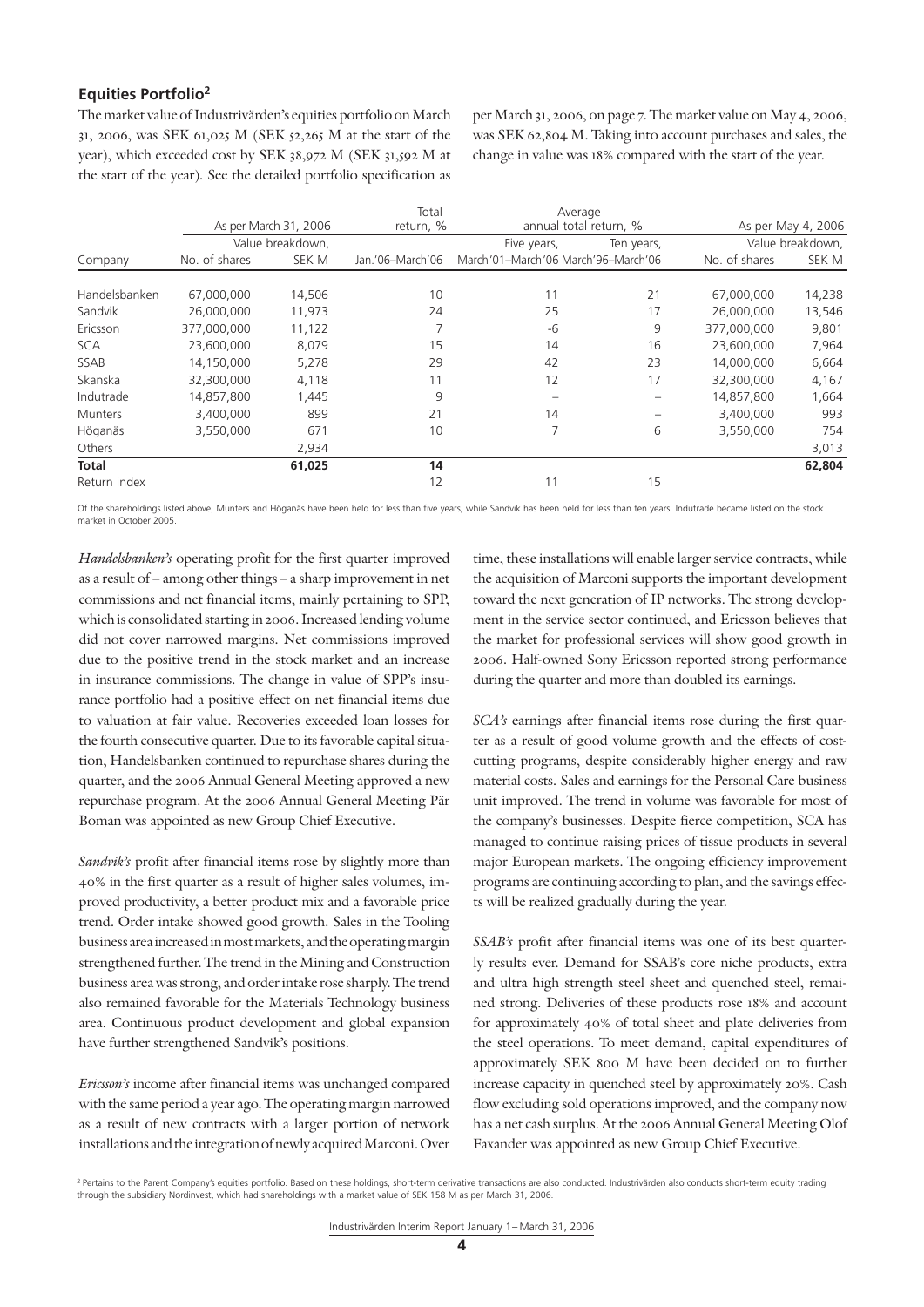## Equities Portfolio[2]

The market value of Industrivärden's equities portfolio on March 31, 2006, was SEK 61,025 M (SEK 52,265 M at the start of the year), which exceeded cost by SEK 38,972 M (SEK 31,592 M at the start of the year). See the detailed portfolio specification as per March 31, 2006, on page 7. The market value on May 4, 2006, was SEK 62,804 M. Taking into account purchases and sales, the change in value was 18% compared with the start of the year.

| Company | As per March 31, 2006 | | Total return, % | Average annual total return, % | | As per May 4, 2006 | |
|---|---|---|---|---|---|---|---|
| | | Value breakdown, | | Five years, | Ten years, | | Value breakdown, |
| | No. of shares | SEK M | Jan.'06–March'06 | March'01–March'06 | March'96–March'06 | No. of shares | SEK M |
| Handelsbanken | 67,000,000 | 14,506 | 10 | 11 | 21 | 67,000,000 | 14,238 |
| Sandvik | 26,000,000 | 11,973 | 24 | 25 | 17 | 26,000,000 | 13,546 |
| Ericsson | 377,000,000 | 11,122 | 7 | -6 | 9 | 377,000,000 | 9,801 |
| SCA | 23,600,000 | 8,079 | 15 | 14 | 16 | 23,600,000 | 7,964 |
| SSAB | 14,150,000 | 5,278 | 29 | 42 | 23 | 14,000,000 | 6,664 |
| Skanska | 32,300,000 | 4,118 | 11 | 12 | 17 | 32,300,000 | 4,167 |
| Indutrade | 14,857,800 | 1,445 | 9 | – | – | 14,857,800 | 1,664 |
| Munters | 3,400,000 | 899 | 21 | 14 | – | 3,400,000 | 993 |
| Höganäs | 3,550,000 | 671 | 10 | 7 | 6 | 3,550,000 | 754 |
| Others | | 2,934 | | | | | 3,013 |
| **Total** | | **61,025** | **14** | | | | **62,804** |
| Return index | | | 12 | 11 | 15 | | |

Of the shareholdings listed above, Munters and Höganäs have been held for less than five years, while Sandvik has been held for less than ten years. Indutrade became listed on the stock market in October 2005.

*Handelsbanken's* operating profit for the first quarter improved as a result of – among other things – a sharp improvement in net commissions and net financial items, mainly pertaining to SPP, which is consolidated starting in 2006. Increased lending volume did not cover narrowed margins. Net commissions improved due to the positive trend in the stock market and an increase in insurance commissions. The change in value of SPP's insurance portfolio had a positive effect on net financial items due to valuation at fair value. Recoveries exceeded loan losses for the fourth consecutive quarter. Due to its favorable capital situation, Handelsbanken continued to repurchase shares during the quarter, and the 2006 Annual General Meeting approved a new repurchase program. At the 2006 Annual General Meeting Pär Boman was appointed as new Group Chief Executive.

*Sandvik's* profit after financial items rose by slightly more than 40% in the first quarter as a result of higher sales volumes, improved productivity, a better product mix and a favorable price trend. Order intake showed good growth. Sales in the Tooling business area increased in most markets, and the operating margin strengthened further. The trend in the Mining and Construction business area was strong, and order intake rose sharply. The trend also remained favorable for the Materials Technology business area. Continuous product development and global expansion have further strengthened Sandvik's positions.

*Ericsson's* income after financial items was unchanged compared with the same period a year ago. The operating margin narrowed as a result of new contracts with a larger portion of network installations and the integration of newly acquired Marconi. Over time, these installations will enable larger service contracts, while the acquisition of Marconi supports the important development toward the next generation of IP networks. The strong development in the service sector continued, and Ericsson believes that the market for professional services will show good growth in 2006. Half-owned Sony Ericsson reported strong performance during the quarter and more than doubled its earnings.

*SCA's* earnings after financial items rose during the first quarter as a result of good volume growth and the effects of cost-cutting programs, despite considerably higher energy and raw material costs. Sales and earnings for the Personal Care business unit improved. The trend in volume was favorable for most of the company's businesses. Despite fierce competition, SCA has managed to continue raising prices of tissue products in several major European markets. The ongoing efficiency improvement programs are continuing according to plan, and the savings effects will be realized gradually during the year.

*SSAB's* profit after financial items was one of its best quarterly results ever. Demand for SSAB's core niche products, extra and ultra high strength steel sheet and quenched steel, remained strong. Deliveries of these products rose 18% and account for approximately 40% of total sheet and plate deliveries from the steel operations. To meet demand, capital expenditures of approximately SEK 800 M have been decided on to further increase capacity in quenched steel by approximately 20%. Cash flow excluding sold operations improved, and the company now has a net cash surplus. At the 2006 Annual General Meeting Olof Faxander was appointed as new Group Chief Executive.

[2] Pertains to the Parent Company's equities portfolio. Based on these holdings, short-term derivative transactions are also conducted. Industrivärden also conducts short-term equity trading through the subsidiary Nordinvest, which had shareholdings with a market value of SEK 158 M as per March 31, 2006.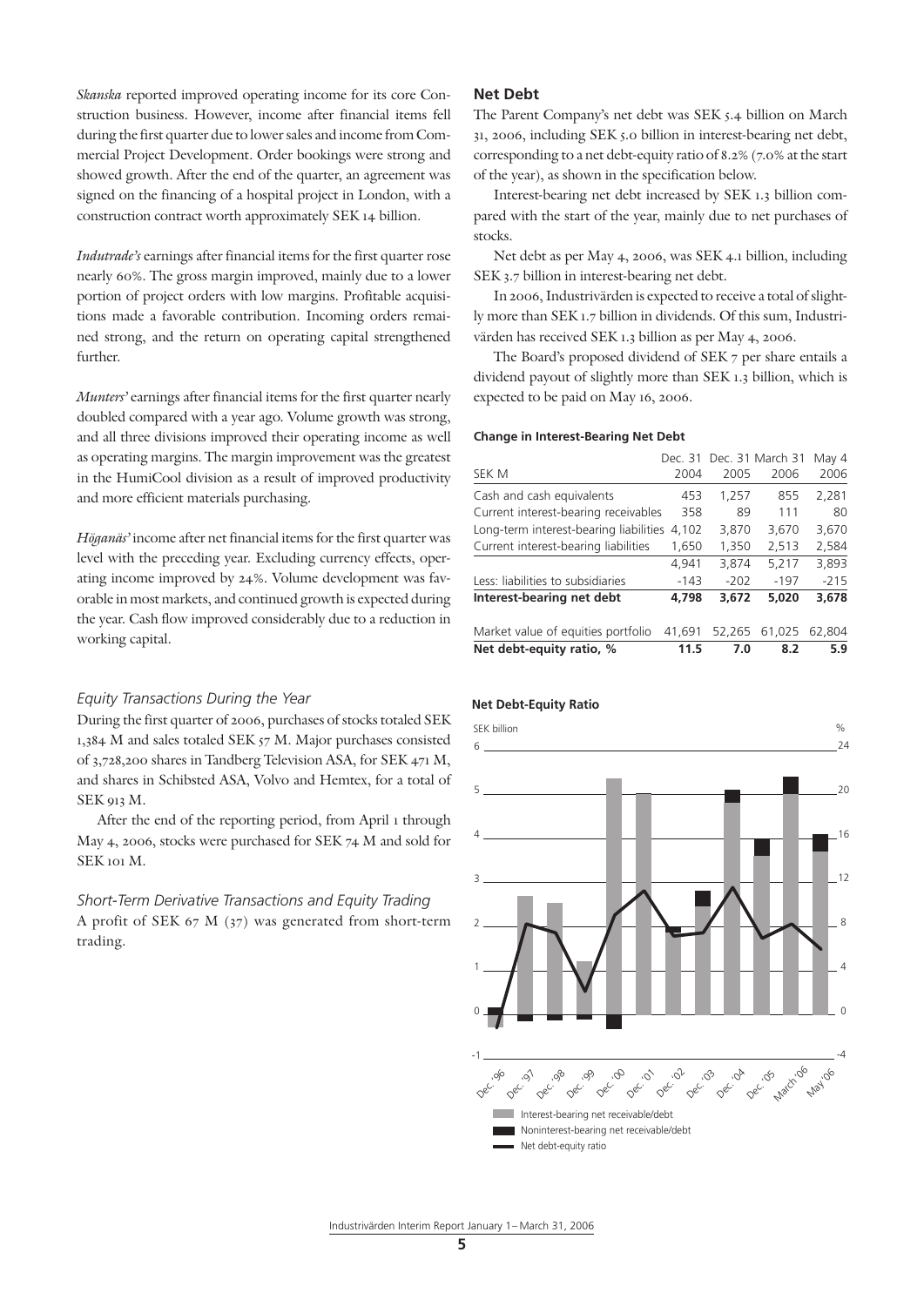*Skanska* reported improved operating income for its core Construction business. However, income after financial items fell during the first quarter due to lower sales and income from Commercial Project Development. Order bookings were strong and showed growth. After the end of the quarter, an agreement was signed on the financing of a hospital project in London, with a construction contract worth approximately SEK 14 billion.

*Indutrade's* earnings after financial items for the first quarter rose nearly 60%. The gross margin improved, mainly due to a lower portion of project orders with low margins. Profitable acquisitions made a favorable contribution. Incoming orders remained strong, and the return on operating capital strengthened further.

*Munters'* earnings after financial items for the first quarter nearly doubled compared with a year ago. Volume growth was strong, and all three divisions improved their operating income as well as operating margins. The margin improvement was the greatest in the HumiCool division as a result of improved productivity and more efficient materials purchasing.

*Höganäs'* income after net financial items for the first quarter was level with the preceding year. Excluding currency effects, operating income improved by 24%. Volume development was favorable in most markets, and continued growth is expected during the year. Cash flow improved considerably due to a reduction in working capital.

### *Equity Transactions During the Year*

During the first quarter of 2006, purchases of stocks totaled SEK 1,384 M and sales totaled SEK 57 M. Major purchases consisted of 3,728,200 shares in Tandberg Television ASA, for SEK 471 M, and shares in Schibsted ASA, Volvo and Hemtex, for a total of SEK 913 M.

After the end of the reporting period, from April 1 through May 4, 2006, stocks were purchased for SEK 74 M and sold for SEK 101 M.

### *Short-Term Derivative Transactions and Equity Trading*

A profit of SEK 67 M (37) was generated from short-term trading.

## Net Debt

The Parent Company's net debt was SEK 5.4 billion on March 31, 2006, including SEK 5.0 billion in interest-bearing net debt, corresponding to a net debt-equity ratio of 8.2% (7.0% at the start of the year), as shown in the specification below.

Interest-bearing net debt increased by SEK 1.3 billion compared with the start of the year, mainly due to net purchases of stocks.

Net debt as per May 4, 2006, was SEK 4.1 billion, including SEK 3.7 billion in interest-bearing net debt.

In 2006, Industrivärden is expected to receive a total of slightly more than SEK 1.7 billion in dividends. Of this sum, Industrivärden has received SEK 1.3 billion as per May 4, 2006.

The Board's proposed dividend of SEK 7 per share entails a dividend payout of slightly more than SEK 1.3 billion, which is expected to be paid on May 16, 2006.

**Change in Interest-Bearing Net Debt**

| SEK M | Dec. 31 2004 | Dec. 31 2005 | March 31 2006 | May 4 2006 |
|---|---|---|---|---|
| Cash and cash equivalents | 453 | 1,257 | 855 | 2,281 |
| Current interest-bearing receivables | 358 | 89 | 111 | 80 |
| Long-term interest-bearing liabilities | 4,102 | 3,870 | 3,670 | 3,670 |
| Current interest-bearing liabilities | 1,650 | 1,350 | 2,513 | 2,584 |
| | 4,941 | 3,874 | 5,217 | 3,893 |
| Less: liabilities to subsidiaries | -143 | -202 | -197 | -215 |
| **Interest-bearing net debt** | **4,798** | **3,672** | **5,020** | **3,678** |
| Market value of equities portfolio | 41,691 | 52,265 | 61,025 | 62,804 |
| **Net debt-equity ratio, %** | **11.5** | **7.0** | **8.2** | **5.9** |

**Net Debt-Equity Ratio**

SEK billion / %

Dec. '96, Dec. '97, Dec. '98, Dec. '99, Dec. '00, Dec. '01, Dec. '02, Dec. '03, Dec. '04, Dec. '05, March '06, May '06

- Interest-bearing net receivable/debt
- Noninterest-bearing net receivable/debt
- Net debt-equity ratio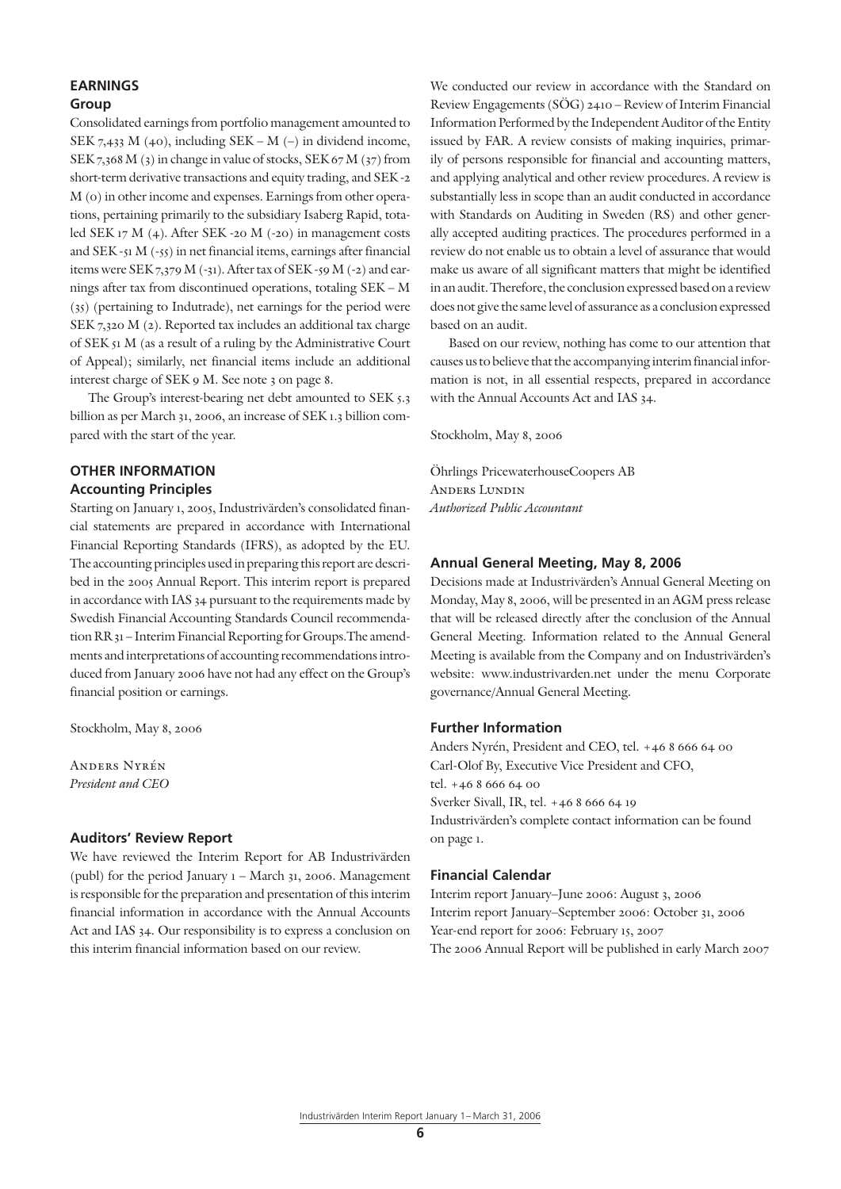## EARNINGS

### Group

Consolidated earnings from portfolio management amounted to SEK 7,433 M (40), including SEK – M (–) in dividend income, SEK 7,368 M (3) in change in value of stocks, SEK 67 M (37) from short-term derivative transactions and equity trading, and SEK -2 M (0) in other income and expenses. Earnings from other operations, pertaining primarily to the subsidiary Isaberg Rapid, totaled SEK 17 M (4). After SEK -20 M (-20) in management costs and SEK -51 M (-55) in net financial items, earnings after financial items were SEK 7,379 M (-31). After tax of SEK -59 M (-2) and earnings after tax from discontinued operations, totaling SEK – M (35) (pertaining to Indutrade), net earnings for the period were SEK 7,320 M (2). Reported tax includes an additional tax charge of SEK 51 M (as a result of a ruling by the Administrative Court of Appeal); similarly, net financial items include an additional interest charge of SEK 9 M. See note 3 on page 8.

The Group's interest-bearing net debt amounted to SEK 5.3 billion as per March 31, 2006, an increase of SEK 1.3 billion compared with the start of the year.

## OTHER INFORMATION

### Accounting Principles

Starting on January 1, 2005, Industrivärden's consolidated financial statements are prepared in accordance with International Financial Reporting Standards (IFRS), as adopted by the EU. The accounting principles used in preparing this report are described in the 2005 Annual Report. This interim report is prepared in accordance with IAS 34 pursuant to the requirements made by Swedish Financial Accounting Standards Council recommendation RR 31 – Interim Financial Reporting for Groups. The amendments and interpretations of accounting recommendations introduced from January 2006 have not had any effect on the Group's financial position or earnings.

Stockholm, May 8, 2006

Anders Nyrén
*President and CEO*

### Auditors' Review Report

We have reviewed the Interim Report for AB Industrivärden (publ) for the period January 1 – March 31, 2006. Management is responsible for the preparation and presentation of this interim financial information in accordance with the Annual Accounts Act and IAS 34. Our responsibility is to express a conclusion on this interim financial information based on our review.

We conducted our review in accordance with the Standard on Review Engagements (SÖG) 2410 – Review of Interim Financial Information Performed by the Independent Auditor of the Entity issued by FAR. A review consists of making inquiries, primarily of persons responsible for financial and accounting matters, and applying analytical and other review procedures. A review is substantially less in scope than an audit conducted in accordance with Standards on Auditing in Sweden (RS) and other generally accepted auditing practices. The procedures performed in a review do not enable us to obtain a level of assurance that would make us aware of all significant matters that might be identified in an audit. Therefore, the conclusion expressed based on a review does not give the same level of assurance as a conclusion expressed based on an audit.

Based on our review, nothing has come to our attention that causes us to believe that the accompanying interim financial information is not, in all essential respects, prepared in accordance with the Annual Accounts Act and IAS 34.

Stockholm, May 8, 2006

Öhrlings PricewaterhouseCoopers AB
Anders Lundin
*Authorized Public Accountant*

### Annual General Meeting, May 8, 2006

Decisions made at Industrivärden's Annual General Meeting on Monday, May 8, 2006, will be presented in an AGM press release that will be released directly after the conclusion of the Annual General Meeting. Information related to the Annual General Meeting is available from the Company and on Industrivärden's website: www.industrivarden.net under the menu Corporate governance/Annual General Meeting.

### Further Information

Anders Nyrén, President and CEO, tel. +46 8 666 64 00
Carl-Olof By, Executive Vice President and CFO,
tel. +46 8 666 64 00
Sverker Sivall, IR, tel. +46 8 666 64 19
Industrivärden's complete contact information can be found on page 1.

### Financial Calendar

Interim report January–June 2006: August 3, 2006
Interim report January–September 2006: October 31, 2006
Year-end report for 2006: February 15, 2007
The 2006 Annual Report will be published in early March 2007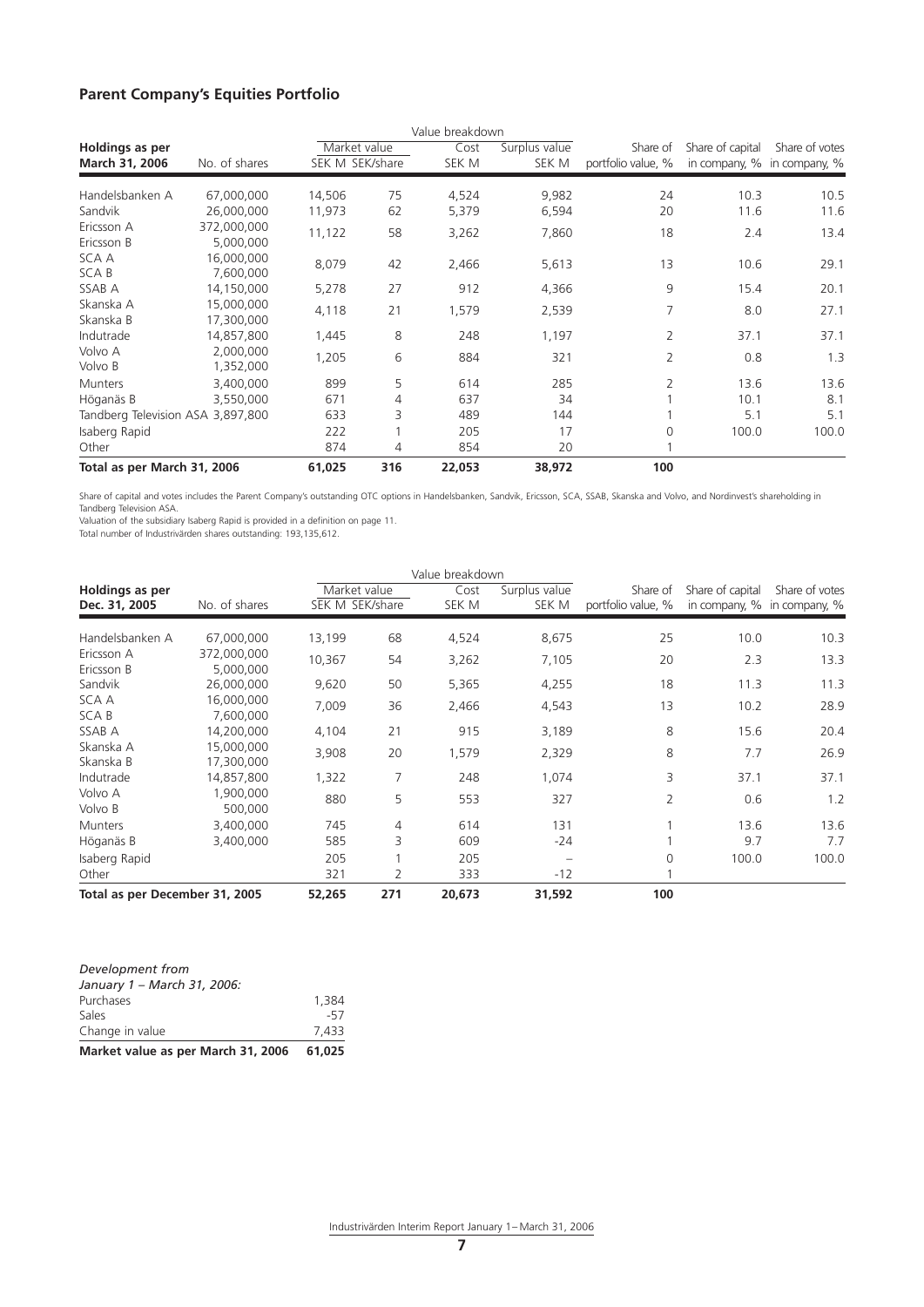## Parent Company's Equities Portfolio

| Holdings as per March 31, 2006 | No. of shares | Value breakdown Market value SEK M | SEK/share | Cost SEK M | Surplus value SEK M | Share of portfolio value, % | Share of capital in company, % | Share of votes in company, % |
|---|---|---|---|---|---|---|---|---|
| Handelsbanken A | 67,000,000 | 14,506 | 75 | 4,524 | 9,982 | 24 | 10.3 | 10.5 |
| Sandvik | 26,000,000 | 11,973 | 62 | 5,379 | 6,594 | 20 | 11.6 | 11.6 |
| Ericsson A<br>Ericsson B | 372,000,000<br>5,000,000 | 11,122 | 58 | 3,262 | 7,860 | 18 | 2.4 | 13.4 |
| SCA A<br>SCA B | 16,000,000<br>7,600,000 | 8,079 | 42 | 2,466 | 5,613 | 13 | 10.6 | 29.1 |
| SSAB A | 14,150,000 | 5,278 | 27 | 912 | 4,366 | 9 | 15.4 | 20.1 |
| Skanska A<br>Skanska B | 15,000,000<br>17,300,000 | 4,118 | 21 | 1,579 | 2,539 | 7 | 8.0 | 27.1 |
| Indutrade | 14,857,800 | 1,445 | 8 | 248 | 1,197 | 2 | 37.1 | 37.1 |
| Volvo A<br>Volvo B | 2,000,000<br>1,352,000 | 1,205 | 6 | 884 | 321 | 2 | 0.8 | 1.3 |
| Munters | 3,400,000 | 899 | 5 | 614 | 285 | 2 | 13.6 | 13.6 |
| Höganäs B | 3,550,000 | 671 | 4 | 637 | 34 | 1 | 10.1 | 8.1 |
| Tandberg Television ASA | 3,897,800 | 633 | 3 | 489 | 144 | 1 | 5.1 | 5.1 |
| Isaberg Rapid | | 222 | 1 | 205 | 17 | 0 | 100.0 | 100.0 |
| Other | | 874 | 4 | 854 | 20 | 1 | | |
| **Total as per March 31, 2006** | | **61,025** | **316** | **22,053** | **38,972** | **100** | | |

Share of capital and votes includes the Parent Company's outstanding OTC options in Handelsbanken, Sandvik, Ericsson, SCA, SSAB, Skanska and Volvo, and Nordinvest's shareholding in Tandberg Television ASA.
Valuation of the subsidiary Isaberg Rapid is provided in a definition on page 11.
Total number of Industrivärden shares outstanding: 193,135,612.

| Holdings as per Dec. 31, 2005 | No. of shares | Value breakdown Market value SEK M | SEK/share | Cost SEK M | Surplus value SEK M | Share of portfolio value, % | Share of capital in company, % | Share of votes in company, % |
|---|---|---|---|---|---|---|---|---|
| Handelsbanken A | 67,000,000 | 13,199 | 68 | 4,524 | 8,675 | 25 | 10.0 | 10.3 |
| Ericsson A<br>Ericsson B | 372,000,000<br>5,000,000 | 10,367 | 54 | 3,262 | 7,105 | 20 | 2.3 | 13.3 |
| Sandvik | 26,000,000 | 9,620 | 50 | 5,365 | 4,255 | 18 | 11.3 | 11.3 |
| SCA A<br>SCA B | 16,000,000<br>7,600,000 | 7,009 | 36 | 2,466 | 4,543 | 13 | 10.2 | 28.9 |
| SSAB A | 14,200,000 | 4,104 | 21 | 915 | 3,189 | 8 | 15.6 | 20.4 |
| Skanska A<br>Skanska B | 15,000,000<br>17,300,000 | 3,908 | 20 | 1,579 | 2,329 | 8 | 7.7 | 26.9 |
| Indutrade | 14,857,800 | 1,322 | 7 | 248 | 1,074 | 3 | 37.1 | 37.1 |
| Volvo A<br>Volvo B | 1,900,000<br>500,000 | 880 | 5 | 553 | 327 | 2 | 0.6 | 1.2 |
| Munters | 3,400,000 | 745 | 4 | 614 | 131 | 1 | 13.6 | 13.6 |
| Höganäs B | 3,400,000 | 585 | 3 | 609 | -24 | 1 | 9.7 | 7.7 |
| Isaberg Rapid | | 205 | 1 | 205 | – | 0 | 100.0 | 100.0 |
| Other | | 321 | 2 | 333 | -12 | 1 | | |
| **Total as per December 31, 2005** | | **52,265** | **271** | **20,673** | **31,592** | **100** | | |

| *Development from January 1 – March 31, 2006:* | |
|---|---|
| Purchases | 1,384 |
| Sales | -57 |
| Change in value | 7,433 |
| **Market value as per March 31, 2006** | **61,025** |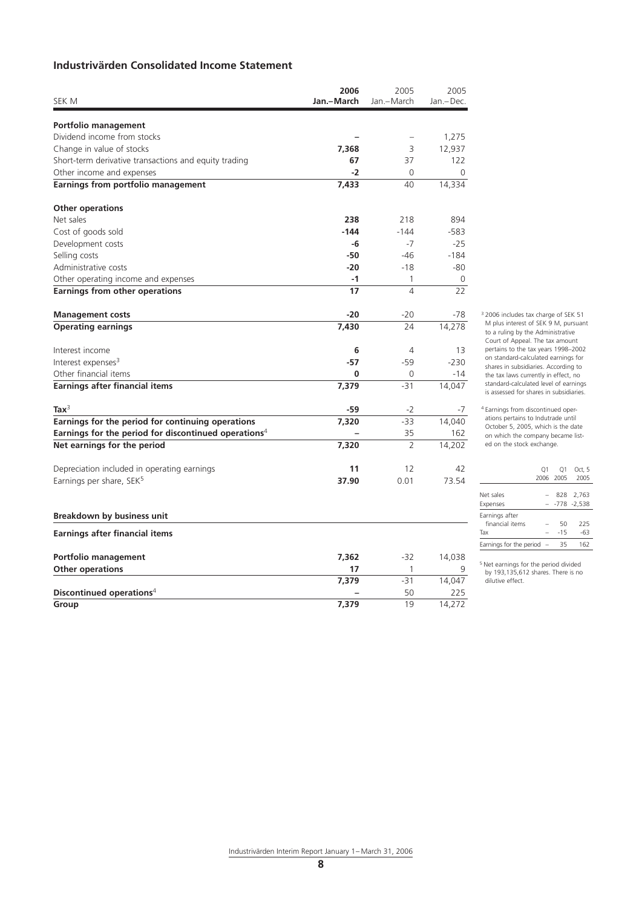## Industrivärden Consolidated Income Statement

| SEK M | 2006 Jan.–March | 2005 Jan.–March | 2005 Jan.–Dec. |
|---|---|---|---|
| **Portfolio management** | | | |
| Dividend income from stocks | – | – | 1,275 |
| Change in value of stocks | **7,368** | 3 | 12,937 |
| Short-term derivative transactions and equity trading | **67** | 37 | 122 |
| Other income and expenses | **-2** | 0 | 0 |
| **Earnings from portfolio management** | **7,433** | 40 | 14,334 |
| **Other operations** | | | |
| Net sales | **238** | 218 | 894 |
| Cost of goods sold | **-144** | -144 | -583 |
| Development costs | **-6** | -7 | -25 |
| Selling costs | **-50** | -46 | -184 |
| Administrative costs | **-20** | -18 | -80 |
| Other operating income and expenses | **-1** | 1 | 0 |
| **Earnings from other operations** | **17** | 4 | 22 |
| **Management costs** | **-20** | -20 | -78 |
| **Operating earnings** | **7,430** | 24 | 14,278 |
| Interest income | **6** | 4 | 13 |
| Interest expenses[3] | **-57** | -59 | -230 |
| Other financial items | **0** | 0 | -14 |
| **Earnings after financial items** | **7,379** | -31 | 14,047 |
| **Tax**[3] | **-59** | -2 | -7 |
| **Earnings for the period for continuing operations** | **7,320** | -33 | 14,040 |
| **Earnings for the period for discontinued operations**[4] | – | 35 | 162 |
| **Net earnings for the period** | **7,320** | 2 | 14,202 |
| Depreciation included in operating earnings | **11** | 12 | 42 |
| Earnings per share, SEK[5] | **37.90** | 0.01 | 73.54 |

**Breakdown by business unit**

| **Earnings after financial items** | | | |
|---|---|---|---|
| **Portfolio management** | **7,362** | -32 | 14,038 |
| **Other operations** | **17** | 1 | 9 |
| | **7,379** | -31 | 14,047 |
| **Discontinued operations**[4] | – | 50 | 225 |
| **Group** | **7,379** | 19 | 14,272 |

[3] 2006 includes tax charge of SEK 51 M plus interest of SEK 9 M, pursuant to a ruling by the Administrative Court of Appeal. The tax amount pertains to the tax years 1998–2002 on standard-calculated earnings for shares in subsidiaries. According to the tax laws currently in effect, no standard-calculated level of earnings is assessed for shares in subsidiaries.

[4] Earnings from discontinued operations pertains to Indutrade until October 5, 2005, which is the date on which the company became listed on the stock exchange.

| | Q1 2006 | Q1 2005 | Oct, 5 2005 |
|---|---|---|---|
| Net sales | – | 828 | 2,763 |
| Expenses | – | -778 | -2,538 |
| Earnings after financial items | – | 50 | 225 |
| Tax | – | -15 | -63 |
| Earnings for the period | – | 35 | 162 |

[5] Net earnings for the period divided by 193,135,612 shares. There is no dilutive effect.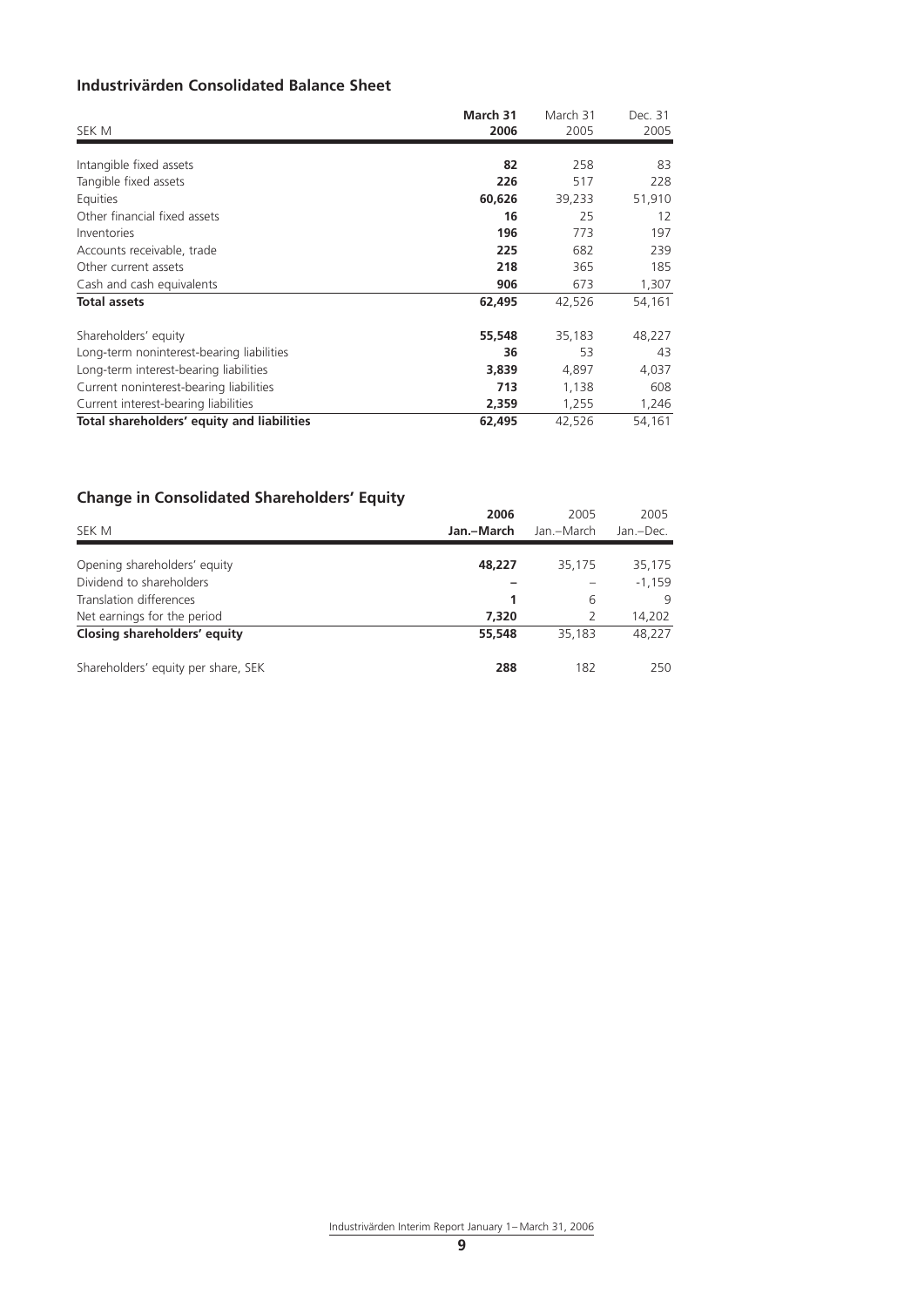## Industrivärden Consolidated Balance Sheet

| SEK M | March 31 2006 | March 31 2005 | Dec. 31 2005 |
|---|---|---|---|
| Intangible fixed assets | **82** | 258 | 83 |
| Tangible fixed assets | **226** | 517 | 228 |
| Equities | **60,626** | 39,233 | 51,910 |
| Other financial fixed assets | **16** | 25 | 12 |
| Inventories | **196** | 773 | 197 |
| Accounts receivable, trade | **225** | 682 | 239 |
| Other current assets | **218** | 365 | 185 |
| Cash and cash equivalents | **906** | 673 | 1,307 |
| **Total assets** | **62,495** | 42,526 | 54,161 |
| | | | |
| Shareholders' equity | **55,548** | 35,183 | 48,227 |
| Long-term noninterest-bearing liabilities | **36** | 53 | 43 |
| Long-term interest-bearing liabilities | **3,839** | 4,897 | 4,037 |
| Current noninterest-bearing liabilities | **713** | 1,138 | 608 |
| Current interest-bearing liabilities | **2,359** | 1,255 | 1,246 |
| **Total shareholders' equity and liabilities** | **62,495** | 42,526 | 54,161 |

## Change in Consolidated Shareholders' Equity

| SEK M | 2006 Jan.–March | 2005 Jan.–March | 2005 Jan.–Dec. |
|---|---|---|---|
| Opening shareholders' equity | **48,227** | 35,175 | 35,175 |
| Dividend to shareholders | **–** | – | -1,159 |
| Translation differences | **1** | 6 | 9 |
| Net earnings for the period | **7,320** | 2 | 14,202 |
| **Closing shareholders' equity** | **55,548** | 35,183 | 48,227 |
| | | | |
| Shareholders' equity per share, SEK | **288** | 182 | 250 |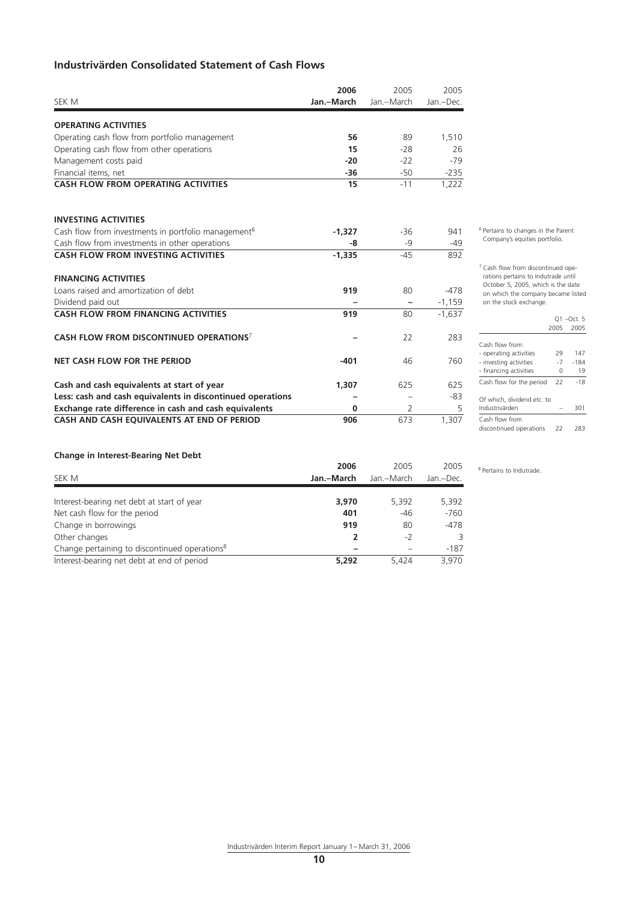## Industrivärden Consolidated Statement of Cash Flows

| SEK M | 2006 Jan.–March | 2005 Jan.–March | 2005 Jan.–Dec. |
|---|---|---|---|
| **OPERATING ACTIVITIES** | | | |
| Operating cash flow from portfolio management | **56** | 89 | 1,510 |
| Operating cash flow from other operations | **15** | -28 | 26 |
| Management costs paid | **-20** | -22 | -79 |
| Financial items, net | **-36** | -50 | -235 |
| **CASH FLOW FROM OPERATING ACTIVITIES** | **15** | -11 | 1,222 |
| | | | |
| **INVESTING ACTIVITIES** | | | |
| Cash flow from investments in portfolio management[6] | **-1,327** | -36 | 941 |
| Cash flow from investments in other operations | **-8** | -9 | -49 |
| **CASH FLOW FROM INVESTING ACTIVITIES** | **-1,335** | -45 | 892 |
| | | | |
| **FINANCING ACTIVITIES** | | | |
| Loans raised and amortization of debt | **919** | 80 | -478 |
| Dividend paid out | **–** | – | -1,159 |
| **CASH FLOW FROM FINANCING ACTIVITIES** | **919** | 80 | -1,637 |
| | | | |
| **CASH FLOW FROM DISCONTINUED OPERATIONS**[7] | **–** | 22 | 283 |
| | | | |
| **NET CASH FLOW FOR THE PERIOD** | **-401** | 46 | 760 |
| | | | |
| **Cash and cash equivalents at start of year** | **1,307** | 625 | 625 |
| **Less: cash and cash equivalents in discontinued operations** | **–** | – | -83 |
| **Exchange rate difference in cash and cash equivalents** | **0** | 2 | 5 |
| **CASH AND CASH EQUIVALENTS AT END OF PERIOD** | **906** | 673 | 1,307 |

[6] Pertains to changes in the Parent Company's equities portfolio.

[7] Cash flow from discontinued operations pertains to Indutrade until October 5, 2005, which is the date on which the company became listed on the stock exchange.

| | Q1 2005 | –Oct. 5 2005 |
|---|---|---|
| Cash flow from: | | |
| - operating activities | 29 | 147 |
| - investing activities | -7 | -184 |
| - financing activities | 0 | 19 |
| Cash flow for the period | 22 | -18 |
| Of which, dividend etc. to Industrivärden | – | 301 |
| Cash flow from discontinued operations | 22 | 283 |

### Change in Interest-Bearing Net Debt

| SEK M | 2006 Jan.–March | 2005 Jan.–March | 2005 Jan.–Dec. |
|---|---|---|---|
| Interest-bearing net debt at start of year | **3,970** | 5,392 | 5,392 |
| Net cash flow for the period | **401** | -46 | -760 |
| Change in borrowings | **919** | 80 | -478 |
| Other changes | **2** | -2 | 3 |
| Change pertaining to discontinued operations[8] | **–** | – | -187 |
| Interest-bearing net debt at end of period | **5,292** | 5,424 | 3,970 |

[8] Pertains to Indutrade.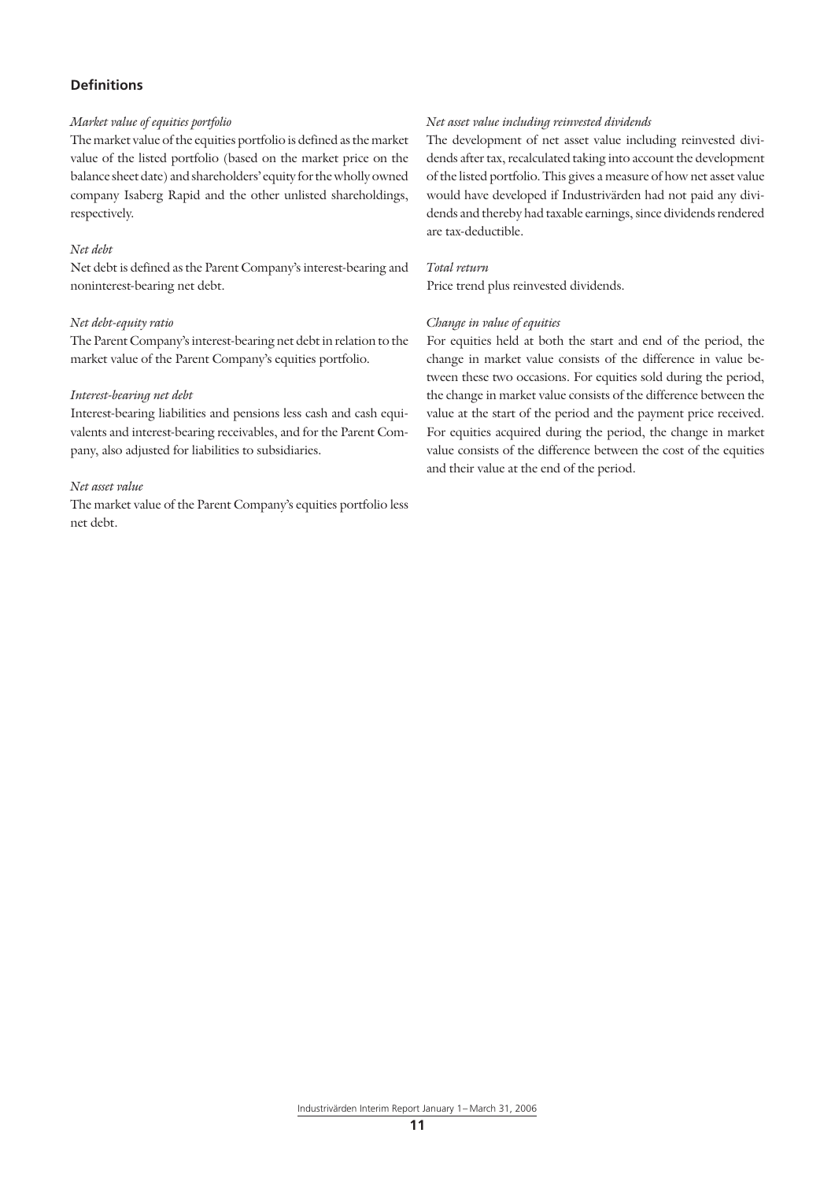## Definitions

*Market value of equities portfolio*

The market value of the equities portfolio is defined as the market value of the listed portfolio (based on the market price on the balance sheet date) and shareholders' equity for the wholly owned company Isaberg Rapid and the other unlisted shareholdings, respectively.

*Net debt*

Net debt is defined as the Parent Company's interest-bearing and noninterest-bearing net debt.

*Net debt-equity ratio*

The Parent Company's interest-bearing net debt in relation to the market value of the Parent Company's equities portfolio.

*Interest-bearing net debt*

Interest-bearing liabilities and pensions less cash and cash equivalents and interest-bearing receivables, and for the Parent Company, also adjusted for liabilities to subsidiaries.

*Net asset value*

The market value of the Parent Company's equities portfolio less net debt.

*Net asset value including reinvested dividends*

The development of net asset value including reinvested dividends after tax, recalculated taking into account the development of the listed portfolio. This gives a measure of how net asset value would have developed if Industrivärden had not paid any dividends and thereby had taxable earnings, since dividends rendered are tax-deductible.

*Total return*

Price trend plus reinvested dividends.

*Change in value of equities*

For equities held at both the start and end of the period, the change in market value consists of the difference in value between these two occasions. For equities sold during the period, the change in market value consists of the difference between the value at the start of the period and the payment price received. For equities acquired during the period, the change in market value consists of the difference between the cost of the equities and their value at the end of the period.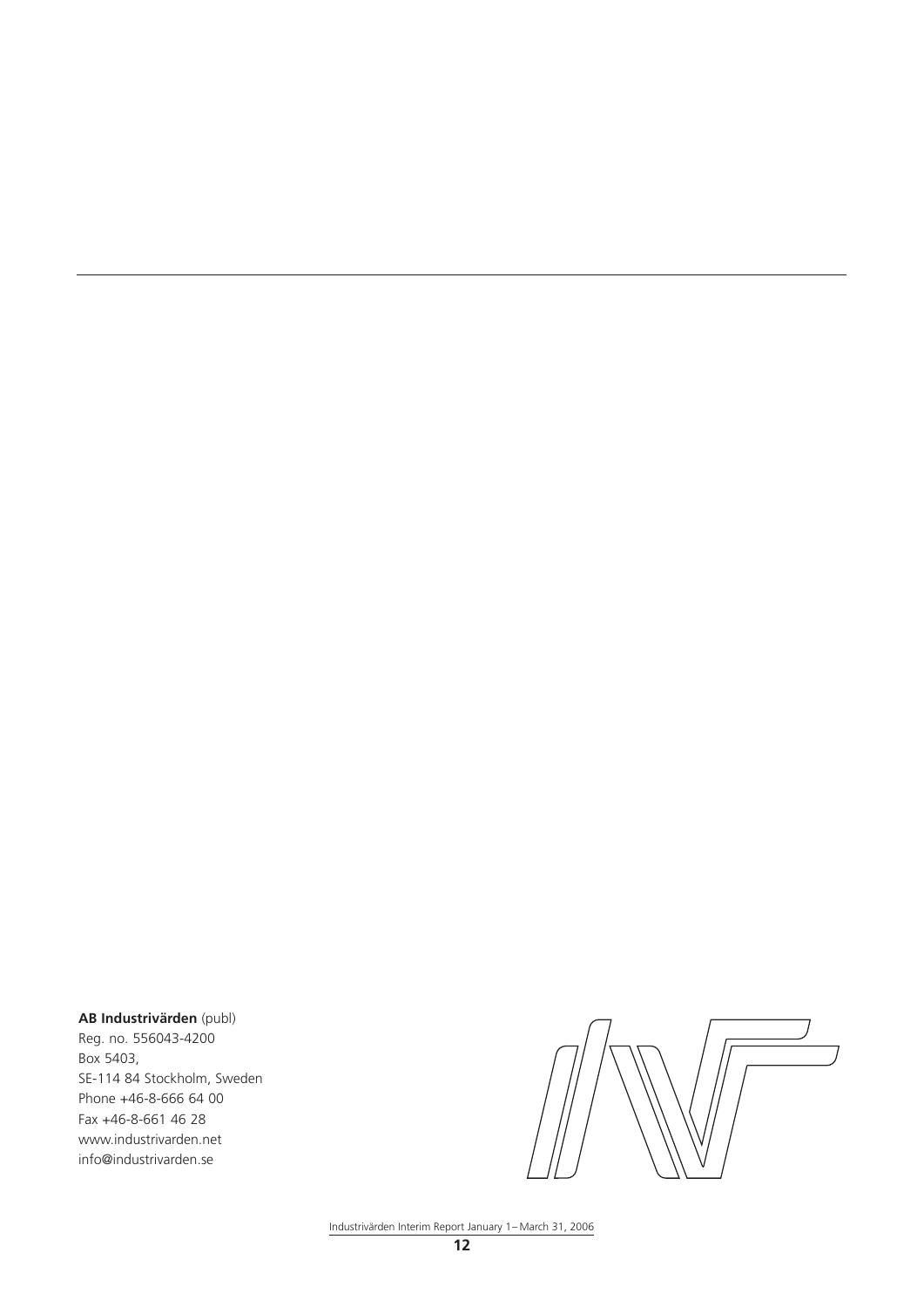**AB Industrivärden** (publ)
Reg. no. 556043-4200
Box 5403,
SE-114 84 Stockholm, Sweden
Phone +46-8-666 64 00
Fax +46-8-661 46 28
www.industrivarden.net
info@industrivarden.se